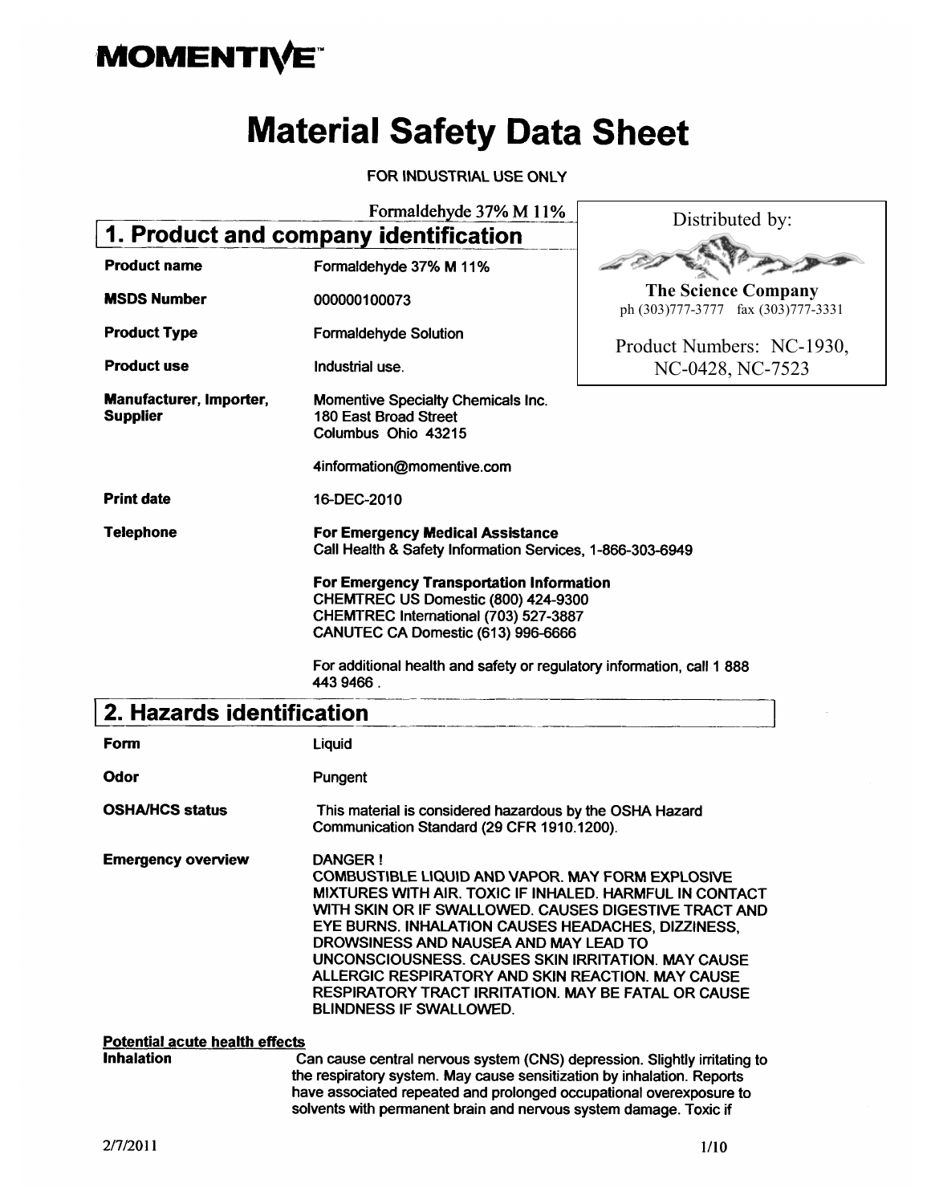**MOMENTIVE**™

# Material Safety Data Sheet

FOR INDUSTRIAL USE ONLY

Formaldehyde 37% M 11%

Distributed by:

**The Science Company**
ph (303)777-3777 fax (303)777-3331

Product Numbers: NC-1930, NC-0428, NC-7523

## 1. Product and company identification

| | |
|---|---|
| **Product name** | Formaldehyde 37% M 11% |
| **MSDS Number** | 000000100073 |
| **Product Type** | Formaldehyde Solution |
| **Product use** | Industrial use. |
| **Manufacturer, Importer, Supplier** | Momentive Specialty Chemicals Inc.<br>180 East Broad Street<br>Columbus Ohio 43215<br><br>4information@momentive.com |
| **Print date** | 16-DEC-2010 |
| **Telephone** | **For Emergency Medical Assistance**<br>Call Health & Safety Information Services, 1-866-303-6949<br><br>**For Emergency Transportation Information**<br>CHEMTREC US Domestic (800) 424-9300<br>CHEMTREC International (703) 527-3887<br>CANUTEC CA Domestic (613) 996-6666<br><br>For additional health and safety or regulatory information, call 1 888 443 9466 . |

## 2. Hazards identification

| | |
|---|---|
| **Form** | Liquid |
| **Odor** | Pungent |
| **OSHA/HCS status** | This material is considered hazardous by the OSHA Hazard Communication Standard (29 CFR 1910.1200). |
| **Emergency overview** | DANGER !<br>COMBUSTIBLE LIQUID AND VAPOR. MAY FORM EXPLOSIVE MIXTURES WITH AIR. TOXIC IF INHALED. HARMFUL IN CONTACT WITH SKIN OR IF SWALLOWED. CAUSES DIGESTIVE TRACT AND EYE BURNS. INHALATION CAUSES HEADACHES, DIZZINESS, DROWSINESS AND NAUSEA AND MAY LEAD TO UNCONSCIOUSNESS. CAUSES SKIN IRRITATION. MAY CAUSE ALLERGIC RESPIRATORY AND SKIN REACTION. MAY CAUSE RESPIRATORY TRACT IRRITATION. MAY BE FATAL OR CAUSE BLINDNESS IF SWALLOWED. |

**Potential acute health effects**

**Inhalation** Can cause central nervous system (CNS) depression. Slightly irritating to the respiratory system. May cause sensitization by inhalation. Reports have associated repeated and prolonged occupational overexposure to solvents with permanent brain and nervous system damage. Toxic if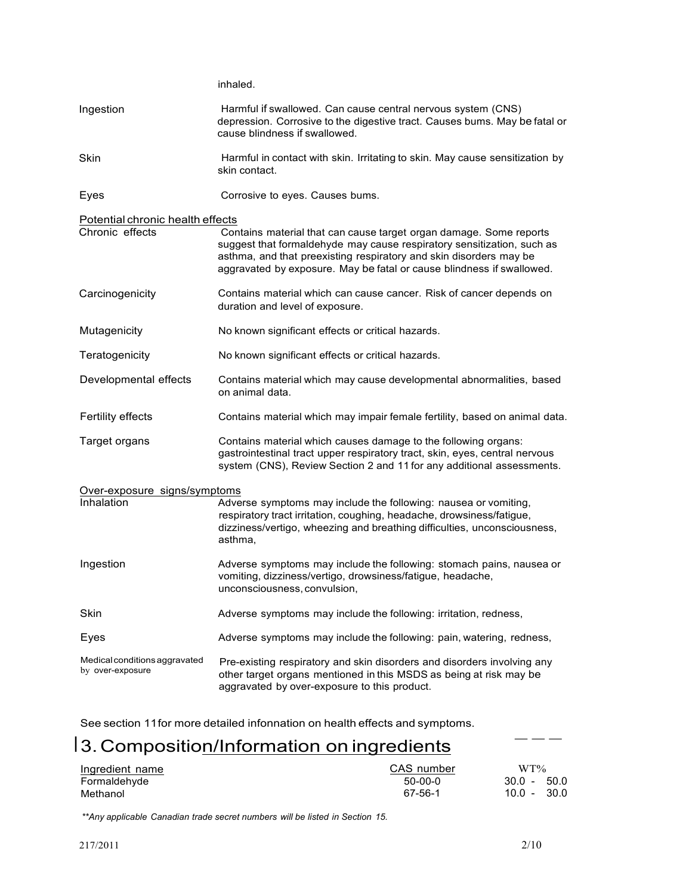inhaled.

| | |
|---|---|
| Ingestion | Harmful if swallowed. Can cause central nervous system (CNS) depression. Corrosive to the digestive tract. Causes bums. May be fatal or cause blindness if swallowed. |
| Skin | Harmful in contact with skin. Irritating to skin. May cause sensitization by skin contact. |
| Eyes | Corrosive to eyes. Causes bums. |

Potential chronic health effects

| | |
|---|---|
| Chronic effects | Contains material that can cause target organ damage. Some reports suggest that formaldehyde may cause respiratory sensitization, such as asthma, and that preexisting respiratory and skin disorders may be aggravated by exposure. May be fatal or cause blindness if swallowed. |
| Carcinogenicity | Contains material which can cause cancer. Risk of cancer depends on duration and level of exposure. |
| Mutagenicity | No known significant effects or critical hazards. |
| Teratogenicity | No known significant effects or critical hazards. |
| Developmental effects | Contains material which may cause developmental abnormalities, based on animal data. |
| Fertility effects | Contains material which may impair female fertility, based on animal data. |
| Target organs | Contains material which causes damage to the following organs: gastrointestinal tract upper respiratory tract, skin, eyes, central nervous system (CNS), Review Section 2 and 11 for any additional assessments. |

Over-exposure signs/symptoms

| | |
|---|---|
| Inhalation | Adverse symptoms may include the following: nausea or vomiting, respiratory tract irritation, coughing, headache, drowsiness/fatigue, dizziness/vertigo, wheezing and breathing difficulties, unconsciousness, asthma, |
| Ingestion | Adverse symptoms may include the following: stomach pains, nausea or vomiting, dizziness/vertigo, drowsiness/fatigue, headache, unconsciousness, convulsion, |
| Skin | Adverse symptoms may include the following: irritation, redness, |
| Eyes | Adverse symptoms may include the following: pain, watering, redness, |
| Medical conditions aggravated by over-exposure | Pre-existing respiratory and skin disorders and disorders involving any other target organs mentioned in this MSDS as being at risk may be aggravated by over-exposure to this product. |

See section 11 for more detailed infonnation on health effects and symptoms.

# 3. Composition/Information on ingredients

| Ingredient name | CAS number | WT% |
|---|---|---|
| Formaldehyde | 50-00-0 | 30.0 - 50.0 |
| Methanol | 67-56-1 | 10.0 - 30.0 |

*\*\*Any applicable Canadian trade secret numbers will be listed in Section 15.*

217/2011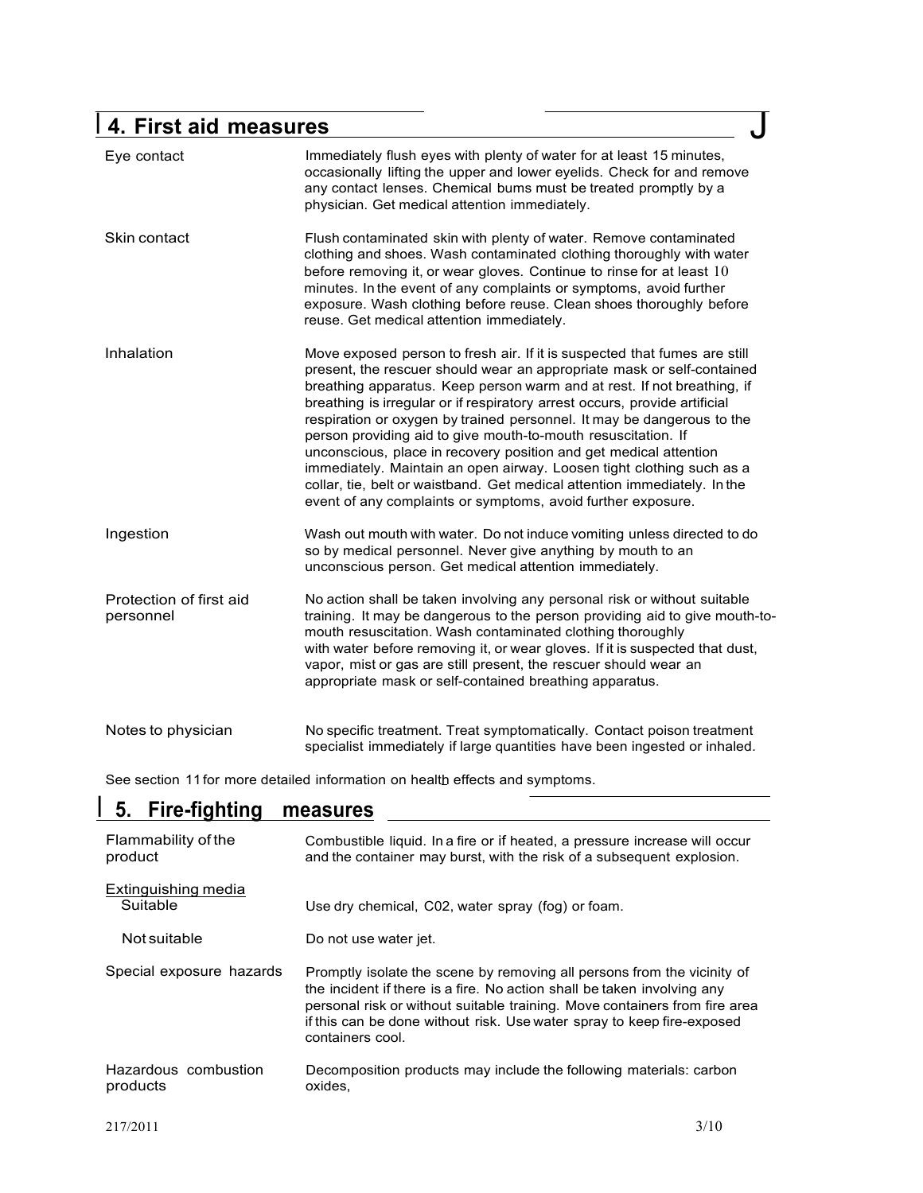## 4. First aid measures

| | |
|---|---|
| Eye contact | Immediately flush eyes with plenty of water for at least 15 minutes, occasionally lifting the upper and lower eyelids. Check for and remove any contact lenses. Chemical bums must be treated promptly by a physician. Get medical attention immediately. |
| Skin contact | Flush contaminated skin with plenty of water. Remove contaminated clothing and shoes. Wash contaminated clothing thoroughly with water before removing it, or wear gloves. Continue to rinse for at least 10 minutes. In the event of any complaints or symptoms, avoid further exposure. Wash clothing before reuse. Clean shoes thoroughly before reuse. Get medical attention immediately. |
| Inhalation | Move exposed person to fresh air. If it is suspected that fumes are still present, the rescuer should wear an appropriate mask or self-contained breathing apparatus. Keep person warm and at rest. If not breathing, if breathing is irregular or if respiratory arrest occurs, provide artificial respiration or oxygen by trained personnel. It may be dangerous to the person providing aid to give mouth-to-mouth resuscitation. If unconscious, place in recovery position and get medical attention immediately. Maintain an open airway. Loosen tight clothing such as a collar, tie, belt or waistband. Get medical attention immediately. In the event of any complaints or symptoms, avoid further exposure. |
| Ingestion | Wash out mouth with water. Do not induce vomiting unless directed to do so by medical personnel. Never give anything by mouth to an unconscious person. Get medical attention immediately. |
| Protection of first aid personnel | No action shall be taken involving any personal risk or without suitable training. It may be dangerous to the person providing aid to give mouth-to-mouth resuscitation. Wash contaminated clothing thoroughly with water before removing it, or wear gloves. If it is suspected that dust, vapor, mist or gas are still present, the rescuer should wear an appropriate mask or self-contained breathing apparatus. |
| Notes to physician | No specific treatment. Treat symptomatically. Contact poison treatment specialist immediately if large quantities have been ingested or inhaled. |

See section 11 for more detailed information on health effects and symptoms.

## 5. Fire-fighting measures

| | |
|---|---|
| Flammability of the product | Combustible liquid. In a fire or if heated, a pressure increase will occur and the container may burst, with the risk of a subsequent explosion. |
| Extinguishing media | |
| Suitable | Use dry chemical, C02, water spray (fog) or foam. |
| Not suitable | Do not use water jet. |
| Special exposure hazards | Promptly isolate the scene by removing all persons from the vicinity of the incident if there is a fire. No action shall be taken involving any personal risk or without suitable training. Move containers from fire area if this can be done without risk. Use water spray to keep fire-exposed containers cool. |
| Hazardous combustion products | Decomposition products may include the following materials: carbon oxides, |

217/2011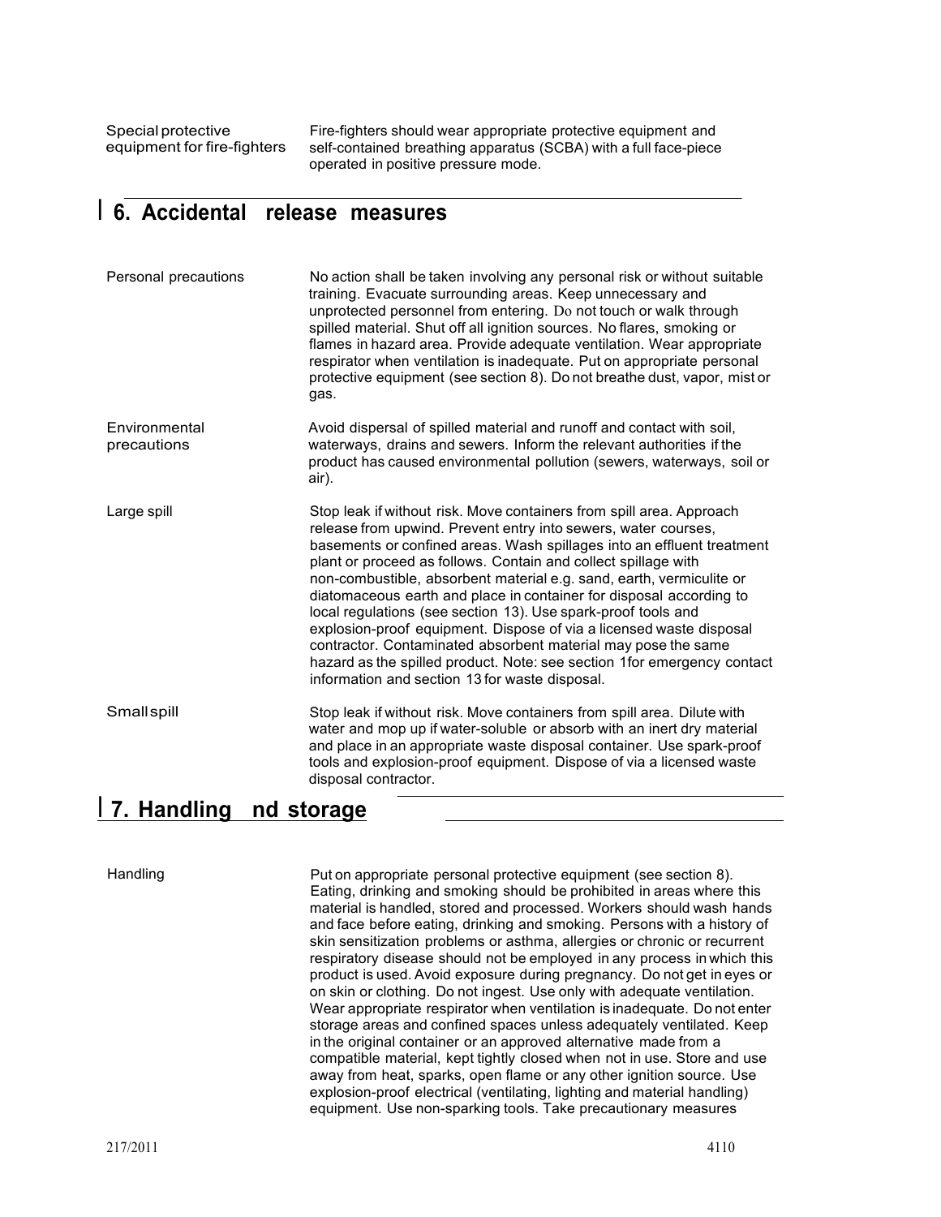| | |
|---|---|
| Special protective equipment for fire-fighters | Fire-fighters should wear appropriate protective equipment and self-contained breathing apparatus (SCBA) with a full face-piece operated in positive pressure mode. |

## 6. Accidental release measures

| | |
|---|---|
| Personal precautions | No action shall be taken involving any personal risk or without suitable training. Evacuate surrounding areas. Keep unnecessary and unprotected personnel from entering. Do not touch or walk through spilled material. Shut off all ignition sources. No flares, smoking or flames in hazard area. Provide adequate ventilation. Wear appropriate respirator when ventilation is inadequate. Put on appropriate personal protective equipment (see section 8). Do not breathe dust, vapor, mist or gas. |
| Environmental precautions | Avoid dispersal of spilled material and runoff and contact with soil, waterways, drains and sewers. Inform the relevant authorities if the product has caused environmental pollution (sewers, waterways, soil or air). |
| Large spill | Stop leak if without risk. Move containers from spill area. Approach release from upwind. Prevent entry into sewers, water courses, basements or confined areas. Wash spillages into an effluent treatment plant or proceed as follows. Contain and collect spillage with non-combustible, absorbent material e.g. sand, earth, vermiculite or diatomaceous earth and place in container for disposal according to local regulations (see section 13). Use spark-proof tools and explosion-proof equipment. Dispose of via a licensed waste disposal contractor. Contaminated absorbent material may pose the same hazard as the spilled product. Note: see section 1for emergency contact information and section 13 for waste disposal. |
| Small spill | Stop leak if without risk. Move containers from spill area. Dilute with water and mop up if water-soluble or absorb with an inert dry material and place in an appropriate waste disposal container. Use spark-proof tools and explosion-proof equipment. Dispose of via a licensed waste disposal contractor. |

## 7. Handling nd storage

| | |
|---|---|
| Handling | Put on appropriate personal protective equipment (see section 8). Eating, drinking and smoking should be prohibited in areas where this material is handled, stored and processed. Workers should wash hands and face before eating, drinking and smoking. Persons with a history of skin sensitization problems or asthma, allergies or chronic or recurrent respiratory disease should not be employed in any process in which this product is used. Avoid exposure during pregnancy. Do not get in eyes or on skin or clothing. Do not ingest. Use only with adequate ventilation. Wear appropriate respirator when ventilation is inadequate. Do not enter storage areas and confined spaces unless adequately ventilated. Keep in the original container or an approved alternative made from a compatible material, kept tightly closed when not in use. Store and use away from heat, sparks, open flame or any other ignition source. Use explosion-proof electrical (ventilating, lighting and material handling) equipment. Use non-sparking tools. Take precautionary measures |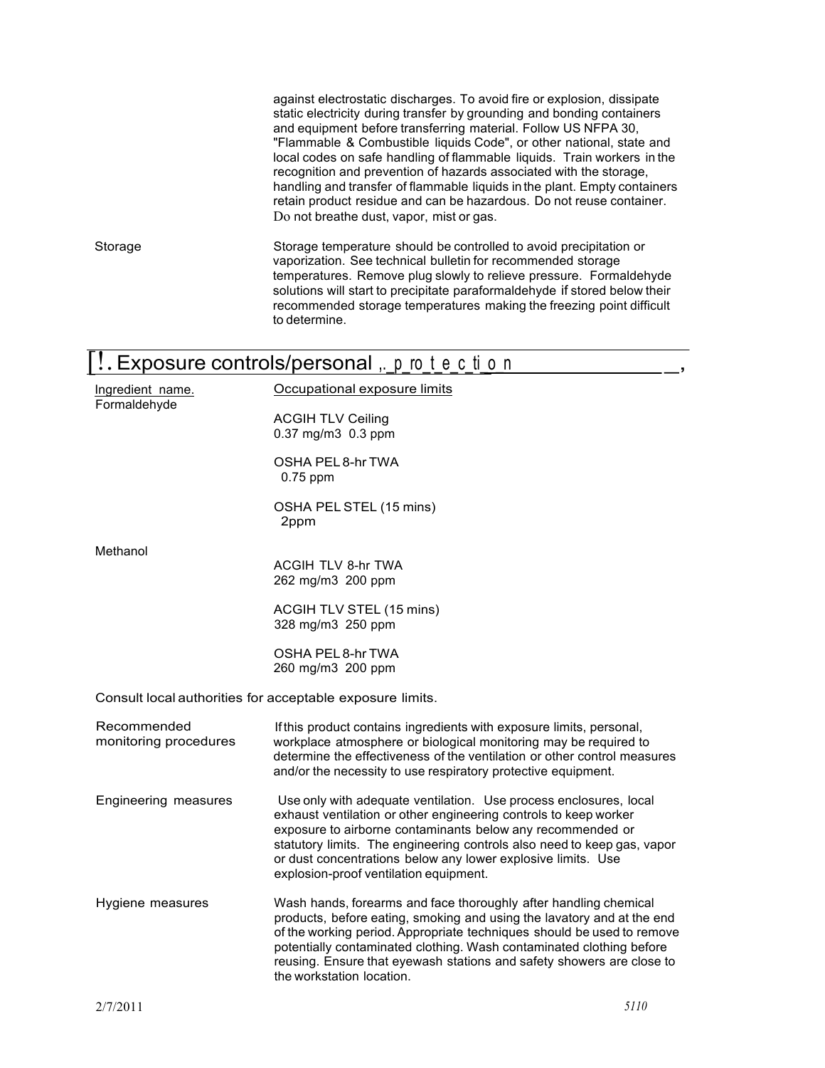against electrostatic discharges. To avoid fire or explosion, dissipate static electricity during transfer by grounding and bonding containers and equipment before transferring material. Follow US NFPA 30, "Flammable & Combustible liquids Code", or other national, state and local codes on safe handling of flammable liquids. Train workers in the recognition and prevention of hazards associated with the storage, handling and transfer of flammable liquids in the plant. Empty containers retain product residue and can be hazardous. Do not reuse container. Do not breathe dust, vapor, mist or gas.

**Storage**

Storage temperature should be controlled to avoid precipitation or vaporization. See technical bulletin for recommended storage temperatures. Remove plug slowly to relieve pressure. Formaldehyde solutions will start to precipitate paraformaldehyde if stored below their recommended storage temperatures making the freezing point difficult to determine.

## [!. Exposure controls/personal protection

| Ingredient name. | Occupational exposure limits |
|---|---|
| Formaldehyde | ACGIH TLV Ceiling<br>0.37 mg/m3 0.3 ppm<br><br>OSHA PEL 8-hr TWA<br>0.75 ppm<br><br>OSHA PEL STEL (15 mins)<br>2ppm |
| Methanol | ACGIH TLV 8-hr TWA<br>262 mg/m3 200 ppm<br><br>ACGIH TLV STEL (15 mins)<br>328 mg/m3 250 ppm<br><br>OSHA PEL 8-hr TWA<br>260 mg/m3 200 ppm |

Consult local authorities for acceptable exposure limits.

**Recommended monitoring procedures**

If this product contains ingredients with exposure limits, personal, workplace atmosphere or biological monitoring may be required to determine the effectiveness of the ventilation or other control measures and/or the necessity to use respiratory protective equipment.

**Engineering measures**

Use only with adequate ventilation. Use process enclosures, local exhaust ventilation or other engineering controls to keep worker exposure to airborne contaminants below any recommended or statutory limits. The engineering controls also need to keep gas, vapor or dust concentrations below any lower explosive limits. Use explosion-proof ventilation equipment.

**Hygiene measures**

Wash hands, forearms and face thoroughly after handling chemical products, before eating, smoking and using the lavatory and at the end of the working period. Appropriate techniques should be used to remove potentially contaminated clothing. Wash contaminated clothing before reusing. Ensure that eyewash stations and safety showers are close to the workstation location.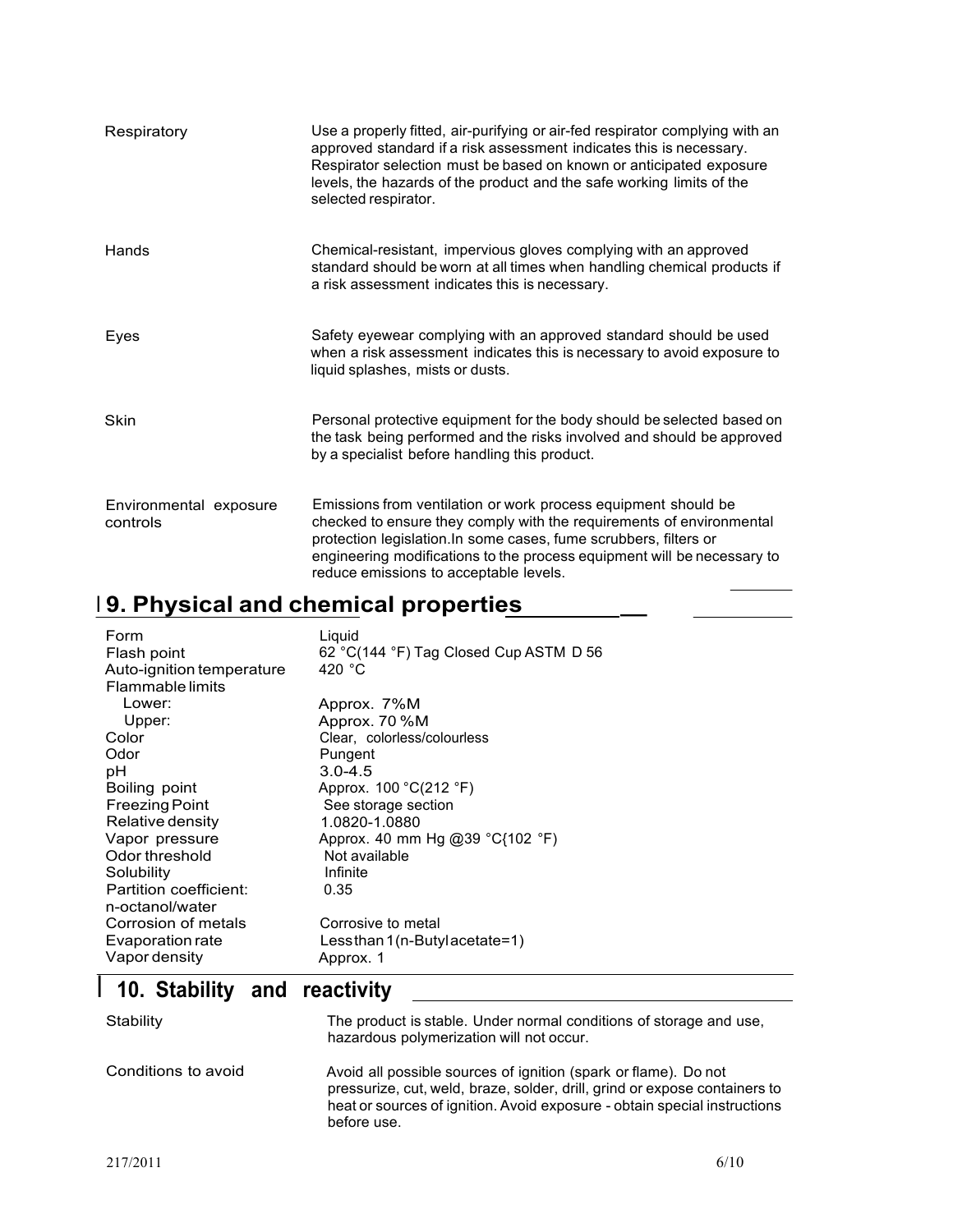| | |
|---|---|
| Respiratory | Use a properly fitted, air-purifying or air-fed respirator complying with an approved standard if a risk assessment indicates this is necessary. Respirator selection must be based on known or anticipated exposure levels, the hazards of the product and the safe working limits of the selected respirator. |
| Hands | Chemical-resistant, impervious gloves complying with an approved standard should be worn at all times when handling chemical products if a risk assessment indicates this is necessary. |
| Eyes | Safety eyewear complying with an approved standard should be used when a risk assessment indicates this is necessary to avoid exposure to liquid splashes, mists or dusts. |
| Skin | Personal protective equipment for the body should be selected based on the task being performed and the risks involved and should be approved by a specialist before handling this product. |
| Environmental exposure controls | Emissions from ventilation or work process equipment should be checked to ensure they comply with the requirements of environmental protection legislation.In some cases, fume scrubbers, filters or engineering modifications to the process equipment will be necessary to reduce emissions to acceptable levels. |

## 9. Physical and chemical properties

| | |
|---|---|
| Form | Liquid |
| Flash point | 62 °C(144 °F) Tag Closed Cup ASTM D 56 |
| Auto-ignition temperature | 420 °C |
| Flammable limits | |
| Lower: | Approx. 7%M |
| Upper: | Approx. 70 %M |
| Color | Clear, colorless/colourless |
| Odor | Pungent |
| pH | 3.0-4.5 |
| Boiling point | Approx. 100 °C(212 °F) |
| Freezing Point | See storage section |
| Relative density | 1.0820-1.0880 |
| Vapor pressure | Approx. 40 mm Hg @39 °C{102 °F) |
| Odor threshold | Not available |
| Solubility | Infinite |
| Partition coefficient: n-octanol/water | 0.35 |
| Corrosion of metals | Corrosive to metal |
| Evaporation rate | Less than 1(n-Butyl acetate=1) |
| Vapor density | Approx. 1 |

## 10. Stability and reactivity

| | |
|---|---|
| Stability | The product is stable. Under normal conditions of storage and use, hazardous polymerization will not occur. |
| Conditions to avoid | Avoid all possible sources of ignition (spark or flame). Do not pressurize, cut, weld, braze, solder, drill, grind or expose containers to heat or sources of ignition. Avoid exposure - obtain special instructions before use. |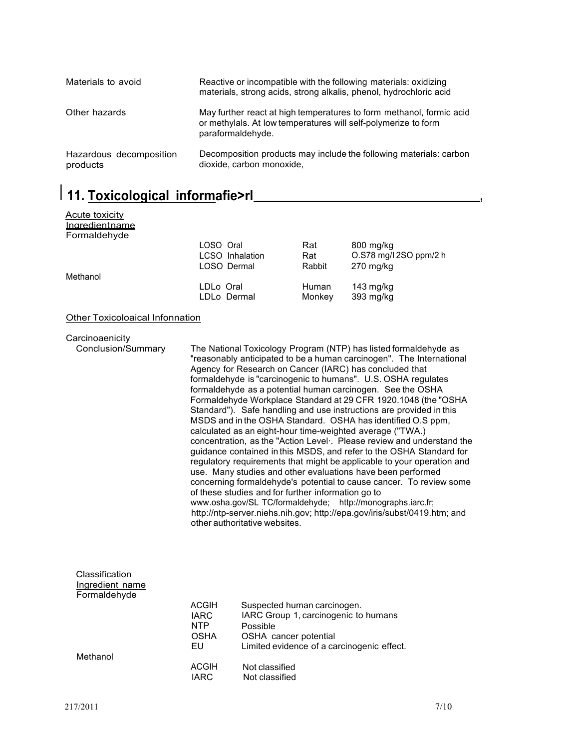| | |
|---|---|
| Materials to avoid | Reactive or incompatible with the following materials: oxidizing materials, strong acids, strong alkalis, phenol, hydrochloric acid |
| Other hazards | May further react at high temperatures to form methanol, formic acid or methylals. At low temperatures will self-polymerize to form paraformaldehyde. |
| Hazardous decomposition products | Decomposition products may include the following materials: carbon dioxide, carbon monoxide, |

## 11. Toxicological informafie>rl

Acute toxicity

| Ingredientname | | | |
|---|---|---|---|
| Formaldehyde | | | |
| | LOSO Oral | Rat | 800 mg/kg |
| | LCSO Inhalation | Rat | O.S78 mg/l 2SO ppm/2 h |
| | LOSO Dermal | Rabbit | 270 mg/kg |
| Methanol | | | |
| | LDLo Oral | Human | 143 mg/kg |
| | LDLo Dermal | Monkey | 393 mg/kg |

Other Toxicoloaical Infonnation

Carcinoaenicity

Conclusion/Summary

The National Toxicology Program (NTP) has listed formaldehyde as "reasonably anticipated to be a human carcinogen". The International Agency for Research on Cancer (IARC) has concluded that formaldehyde is "carcinogenic to humans". U.S. OSHA regulates formaldehyde as a potential human carcinogen. See the OSHA Formaldehyde Workplace Standard at 29 CFR 1920.1048 (the "OSHA Standard"). Safe handling and use instructions are provided in this MSDS and in the OSHA Standard. OSHA has identified O.S ppm, calculated as an eight-hour time-weighted average ("TWA.) concentration, as the "Action Level·. Please review and understand the guidance contained in this MSDS, and refer to the OSHA Standard for regulatory requirements that might be applicable to your operation and use. Many studies and other evaluations have been performed concerning formaldehyde's potential to cause cancer. To review some of these studies and for further information go to www.osha.gov/SL TC/formaldehyde; http://monographs.iarc.fr; http://ntp-server.niehs.nih.gov; http://epa.gov/iris/subst/0419.htm; and other authoritative websites.

Classification

| Ingredient name | | |
|---|---|---|
| Formaldehyde | | |
| | ACGIH | Suspected human carcinogen. |
| | IARC | IARC Group 1, carcinogenic to humans |
| | NTP | Possible |
| | OSHA | OSHA cancer potential |
| | EU | Limited evidence of a carcinogenic effect. |
| Methanol | | |
| | ACGIH | Not classified |
| | IARC | Not classified |

217/2011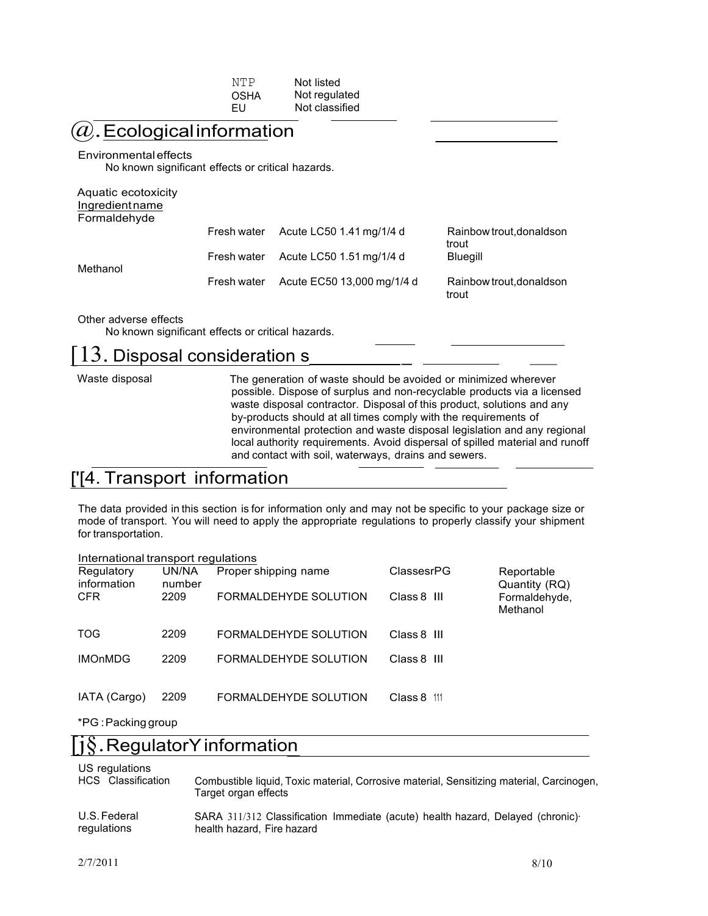| | |
|---|---|
| NTP | Not listed |
| OSHA | Not regulated |
| EU | Not classified |

## @. Ecological information

Environmental effects
No known significant effects or critical hazards.

Aquatic ecotoxicity

| Ingredient name | | | |
|---|---|---|---|
| Formaldehyde | Fresh water | Acute LC50 1.41 mg/1/4 d | Rainbow trout, donaldson trout |
| | Fresh water | Acute LC50 1.51 mg/1/4 d | Bluegill |
| Methanol | Fresh water | Acute EC50 13,000 mg/1/4 d | Rainbow trout, donaldson trout |

Other adverse effects
No known significant effects or critical hazards.

## [13. Disposal consideration s

Waste disposal: The generation of waste should be avoided or minimized wherever possible. Dispose of surplus and non-recyclable products via a licensed waste disposal contractor. Disposal of this product, solutions and any by-products should at all times comply with the requirements of environmental protection and waste disposal legislation and any regional local authority requirements. Avoid dispersal of spilled material and runoff and contact with soil, waterways, drains and sewers.

## ['[4. Transport information

The data provided in this section is for information only and may not be specific to your package size or mode of transport. You will need to apply the appropriate regulations to properly classify your shipment for transportation.

International transport regulations

| Regulatory information | UN/NA number | Proper shipping name | ClassesrPG | Reportable Quantity (RQ) |
|---|---|---|---|---|
| CFR | 2209 | FORMALDEHYDE SOLUTION | Class 8 III | Formaldehyde, Methanol |
| TOG | 2209 | FORMALDEHYDE SOLUTION | Class 8 III | |
| IMOnMDG | 2209 | FORMALDEHYDE SOLUTION | Class 8 III | |
| IATA (Cargo) | 2209 | FORMALDEHYDE SOLUTION | Class 8 111 | |

*PG : Packing group

## [j§. RegulatorY information

US regulations

HCS Classification: Combustible liquid, Toxic material, Corrosive material, Sensitizing material, Carcinogen, Target organ effects

U.S. Federal regulations: SARA 311/312 Classification Immediate (acute) health hazard, Delayed (chronic)· health hazard, Fire hazard

2/7/2011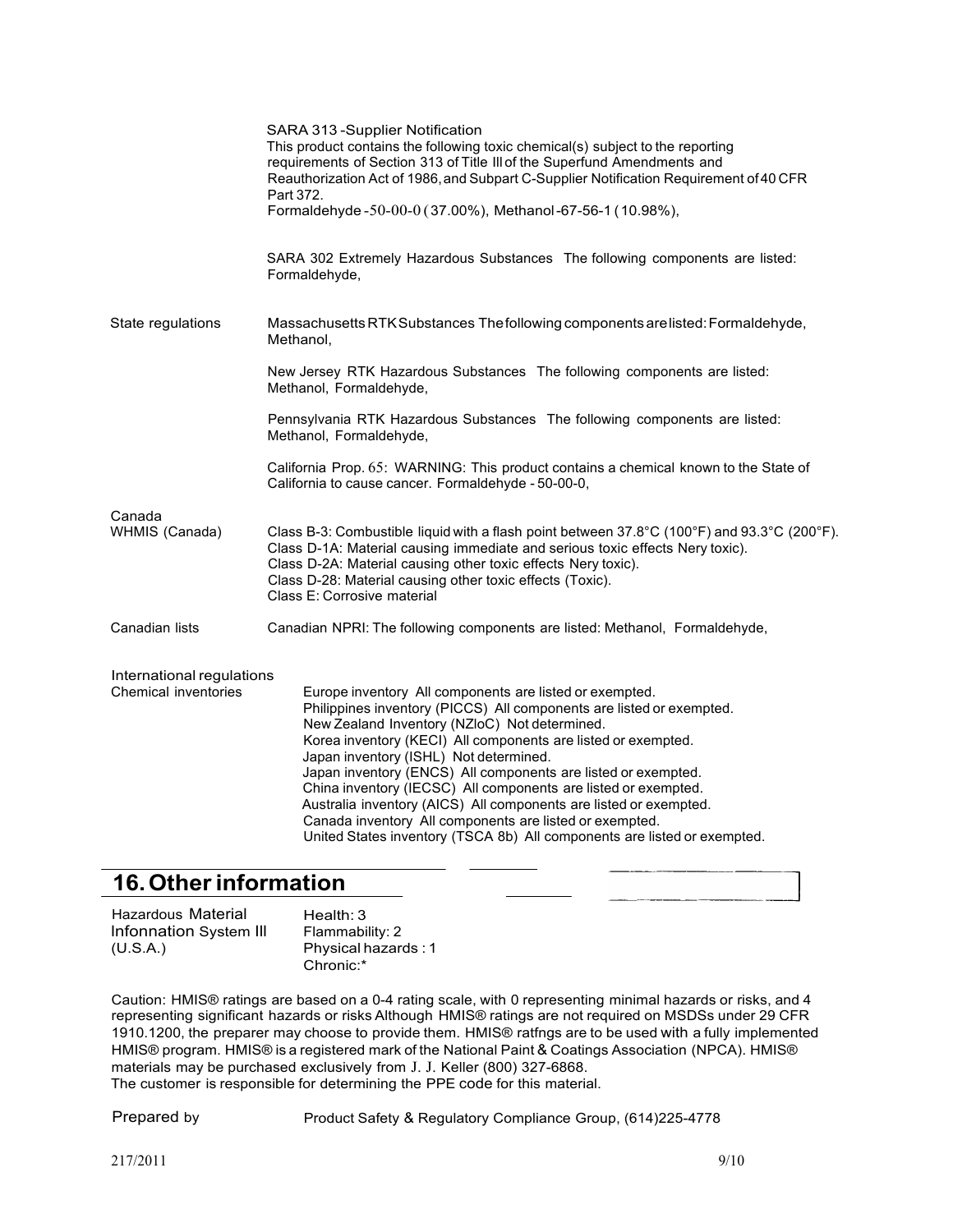SARA 313 -Supplier Notification
This product contains the following toxic chemical(s) subject to the reporting requirements of Section 313 of Title Ill of the Superfund Amendments and Reauthorization Act of 1986, and Subpart C-Supplier Notification Requirement of 40 CFR Part 372.
Formaldehyde -50-00-0 ( 37.00%), Methanol -67-56-1 ( 10.98%),

SARA 302 Extremely Hazardous Substances The following components are listed: Formaldehyde,

| | |
|---|---|
| State regulations | Massachusetts RTK Substances The following components are listed: Formaldehyde, Methanol, |
| | New Jersey RTK Hazardous Substances The following components are listed: Methanol, Formaldehyde, |
| | Pennsylvania RTK Hazardous Substances The following components are listed: Methanol, Formaldehyde, |
| | California Prop. 65: WARNING: This product contains a chemical known to the State of California to cause cancer. Formaldehyde - 50-00-0, |
| Canada<br>WHMIS (Canada) | Class B-3: Combustible liquid with a flash point between 37.8°C (100°F) and 93.3°C (200°F).<br>Class D-1A: Material causing immediate and serious toxic effects Nery toxic).<br>Class D-2A: Material causing other toxic effects Nery toxic).<br>Class D-28: Material causing other toxic effects (Toxic).<br>Class E: Corrosive material |
| Canadian lists | Canadian NPRI: The following components are listed: Methanol, Formaldehyde, |

International regulations

| | |
|---|---|
| Chemical inventories | Europe inventory All components are listed or exempted.<br>Philippines inventory (PICCS) All components are listed or exempted.<br>New Zealand Inventory (NZloC) Not determined.<br>Korea inventory (KECI) All components are listed or exempted.<br>Japan inventory (ISHL) Not determined.<br>Japan inventory (ENCS) All components are listed or exempted.<br>China inventory (IECSC) All components are listed or exempted.<br>Australia inventory (AICS) All components are listed or exempted.<br>Canada inventory All components are listed or exempted.<br>United States inventory (TSCA 8b) All components are listed or exempted. |

## 16. Other information

| | |
|---|---|
| Hazardous Material Infonnation System III (U.S.A.) | Health: 3<br>Flammability: 2<br>Physical hazards : 1<br>Chronic:* |

Caution: HMIS® ratings are based on a 0-4 rating scale, with 0 representing minimal hazards or risks, and 4 representing significant hazards or risks Although HMIS® ratings are not required on MSDSs under 29 CFR 1910.1200, the preparer may choose to provide them. HMIS® ratfngs are to be used with a fully implemented HMIS® program. HMIS® is a registered mark of the National Paint & Coatings Association (NPCA). HMIS® materials may be purchased exclusively from J. J. Keller (800) 327-6868.
The customer is responsible for determining the PPE code for this material.

| | |
|---|---|
| Prepared by | Product Safety & Regulatory Compliance Group, (614)225-4778 |

217/2011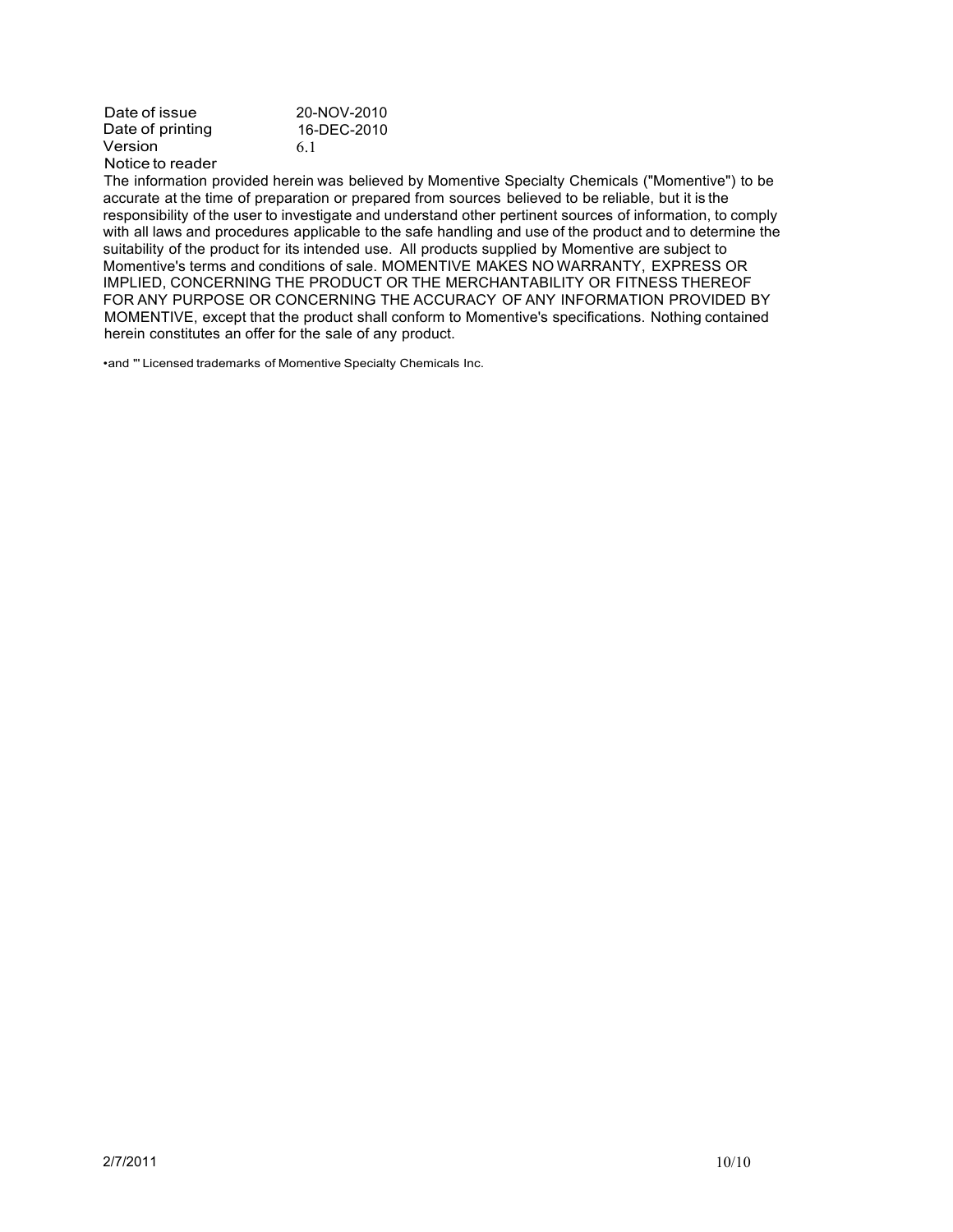| | |
|---|---|
| Date of issue | 20-NOV-2010 |
| Date of printing | 16-DEC-2010 |
| Version | 6.1 |

Notice to reader

The information provided herein was believed by Momentive Specialty Chemicals ("Momentive") to be accurate at the time of preparation or prepared from sources believed to be reliable, but it is the responsibility of the user to investigate and understand other pertinent sources of information, to comply with all laws and procedures applicable to the safe handling and use of the product and to determine the suitability of the product for its intended use. All products supplied by Momentive are subject to Momentive's terms and conditions of sale. MOMENTIVE MAKES NO WARRANTY, EXPRESS OR IMPLIED, CONCERNING THE PRODUCT OR THE MERCHANTABILITY OR FITNESS THEREOF FOR ANY PURPOSE OR CONCERNING THE ACCURACY OF ANY INFORMATION PROVIDED BY MOMENTIVE, except that the product shall conform to Momentive's specifications. Nothing contained herein constitutes an offer for the sale of any product.

•and "' Licensed trademarks of Momentive Specialty Chemicals Inc.

2/7/2011